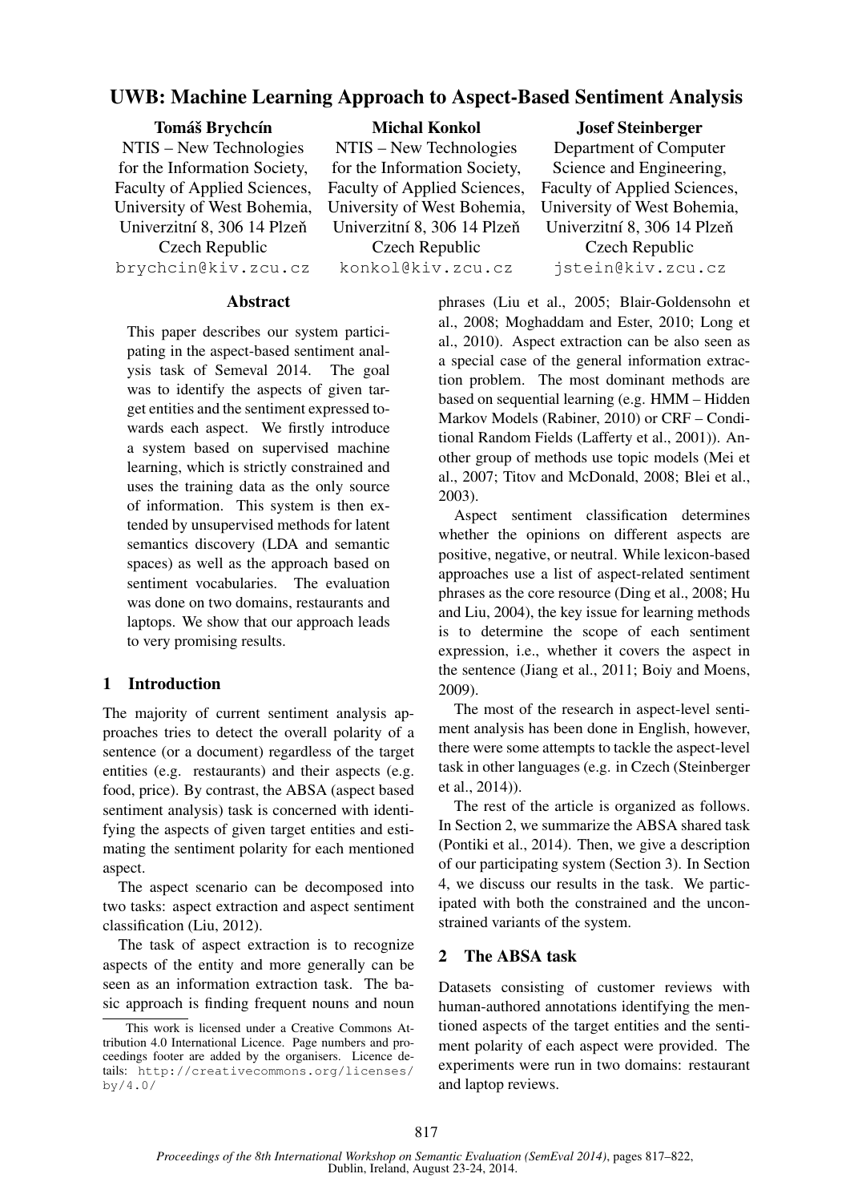# UWB: Machine Learning Approach to Aspect-Based Sentiment Analysis

**Tomáš Brychcín**
NTIS – New Technologies for the Information Society,
Faculty of Applied Sciences,
University of West Bohemia,
Univerzitní 8, 306 14 Plzeň
Czech Republic
brychcin@kiv.zcu.cz

**Michal Konkol**
NTIS – New Technologies for the Information Society,
Faculty of Applied Sciences,
University of West Bohemia,
Univerzitní 8, 306 14 Plzeň
Czech Republic
konkol@kiv.zcu.cz

**Josef Steinberger**
Department of Computer Science and Engineering,
Faculty of Applied Sciences,
University of West Bohemia,
Univerzitní 8, 306 14 Plzeň
Czech Republic
jstein@kiv.zcu.cz

## Abstract

This paper describes our system participating in the aspect-based sentiment analysis task of Semeval 2014. The goal was to identify the aspects of given target entities and the sentiment expressed towards each aspect. We firstly introduce a system based on supervised machine learning, which is strictly constrained and uses the training data as the only source of information. This system is then extended by unsupervised methods for latent semantics discovery (LDA and semantic spaces) as well as the approach based on sentiment vocabularies. The evaluation was done on two domains, restaurants and laptops. We show that our approach leads to very promising results.

## 1 Introduction

The majority of current sentiment analysis approaches tries to detect the overall polarity of a sentence (or a document) regardless of the target entities (e.g. restaurants) and their aspects (e.g. food, price). By contrast, the ABSA (aspect based sentiment analysis) task is concerned with identifying the aspects of given target entities and estimating the sentiment polarity for each mentioned aspect.

The aspect scenario can be decomposed into two tasks: aspect extraction and aspect sentiment classification (Liu, 2012).

The task of aspect extraction is to recognize aspects of the entity and more generally can be seen as an information extraction task. The basic approach is finding frequent nouns and noun phrases (Liu et al., 2005; Blair-Goldensohn et al., 2008; Moghaddam and Ester, 2010; Long et al., 2010). Aspect extraction can be also seen as a special case of the general information extraction problem. The most dominant methods are based on sequential learning (e.g. HMM – Hidden Markov Models (Rabiner, 2010) or CRF – Conditional Random Fields (Lafferty et al., 2001)). Another group of methods use topic models (Mei et al., 2007; Titov and McDonald, 2008; Blei et al., 2003).

Aspect sentiment classification determines whether the opinions on different aspects are positive, negative, or neutral. While lexicon-based approaches use a list of aspect-related sentiment phrases as the core resource (Ding et al., 2008; Hu and Liu, 2004), the key issue for learning methods is to determine the scope of each sentiment expression, i.e., whether it covers the aspect in the sentence (Jiang et al., 2011; Boiy and Moens, 2009).

The most of the research in aspect-level sentiment analysis has been done in English, however, there were some attempts to tackle the aspect-level task in other languages (e.g. in Czech (Steinberger et al., 2014)).

The rest of the article is organized as follows. In Section 2, we summarize the ABSA shared task (Pontiki et al., 2014). Then, we give a description of our participating system (Section 3). In Section 4, we discuss our results in the task. We participated with both the constrained and the unconstrained variants of the system.

## 2 The ABSA task

Datasets consisting of customer reviews with human-authored annotations identifying the mentioned aspects of the target entities and the sentiment polarity of each aspect were provided. The experiments were run in two domains: restaurant and laptop reviews.

This work is licensed under a Creative Commons Attribution 4.0 International Licence. Page numbers and proceedings footer are added by the organisers. Licence details: http://creativecommons.org/licenses/by/4.0/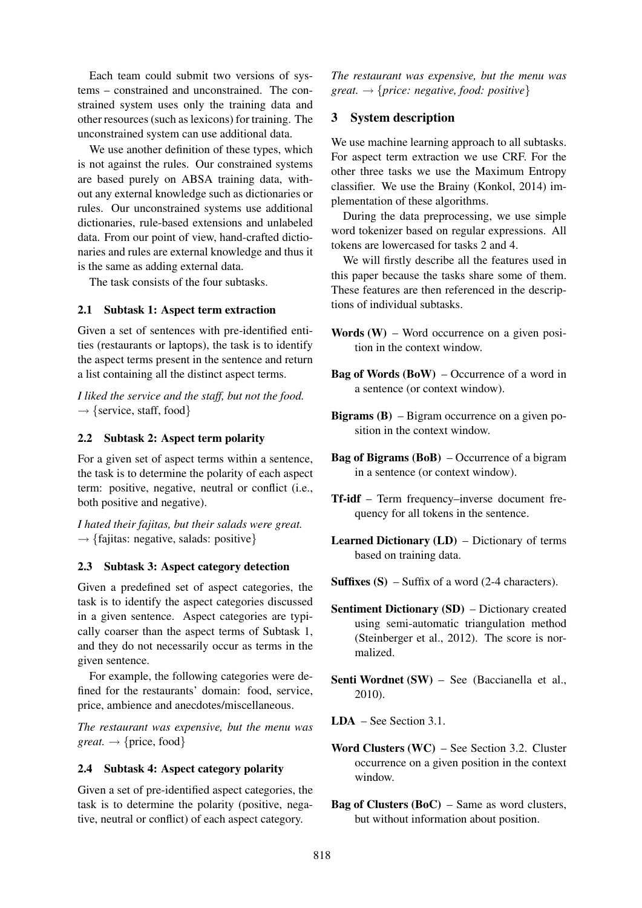Each team could submit two versions of systems – constrained and unconstrained. The constrained system uses only the training data and other resources (such as lexicons) for training. The unconstrained system can use additional data.

We use another definition of these types, which is not against the rules. Our constrained systems are based purely on ABSA training data, without any external knowledge such as dictionaries or rules. Our unconstrained systems use additional dictionaries, rule-based extensions and unlabeled data. From our point of view, hand-crafted dictionaries and rules are external knowledge and thus it is the same as adding external data.

The task consists of the four subtasks.

### 2.1 Subtask 1: Aspect term extraction

Given a set of sentences with pre-identified entities (restaurants or laptops), the task is to identify the aspect terms present in the sentence and return a list containing all the distinct aspect terms.

*I liked the service and the staff, but not the food.* $\rightarrow$ {service, staff, food}

### 2.2 Subtask 2: Aspect term polarity

For a given set of aspect terms within a sentence, the task is to determine the polarity of each aspect term: positive, negative, neutral or conflict (i.e., both positive and negative).

*I hated their fajitas, but their salads were great.* $\rightarrow$ {fajitas: negative, salads: positive}

### 2.3 Subtask 3: Aspect category detection

Given a predefined set of aspect categories, the task is to identify the aspect categories discussed in a given sentence. Aspect categories are typically coarser than the aspect terms of Subtask 1, and they do not necessarily occur as terms in the given sentence.

For example, the following categories were defined for the restaurants' domain: food, service, price, ambience and anecdotes/miscellaneous.

*The restaurant was expensive, but the menu was great.* $\rightarrow$ {price, food}

### 2.4 Subtask 4: Aspect category polarity

Given a set of pre-identified aspect categories, the task is to determine the polarity (positive, negative, neutral or conflict) of each aspect category.

*The restaurant was expensive, but the menu was great.* $\rightarrow$ *{price: negative, food: positive}*

## 3 System description

We use machine learning approach to all subtasks. For aspect term extraction we use CRF. For the other three tasks we use the Maximum Entropy classifier. We use the Brainy (Konkol, 2014) implementation of these algorithms.

During the data preprocessing, we use simple word tokenizer based on regular expressions. All tokens are lowercased for tasks 2 and 4.

We will firstly describe all the features used in this paper because the tasks share some of them. These features are then referenced in the descriptions of individual subtasks.

**Words (W)** – Word occurrence on a given position in the context window.

**Bag of Words (BoW)** – Occurrence of a word in a sentence (or context window).

**Bigrams (B)** – Bigram occurrence on a given position in the context window.

**Bag of Bigrams (BoB)** – Occurrence of a bigram in a sentence (or context window).

**Tf-idf** – Term frequency–inverse document frequency for all tokens in the sentence.

**Learned Dictionary (LD)** – Dictionary of terms based on training data.

**Suffixes (S)** – Suffix of a word (2-4 characters).

**Sentiment Dictionary (SD)** – Dictionary created using semi-automatic triangulation method (Steinberger et al., 2012). The score is normalized.

**Senti Wordnet (SW)** – See (Baccianella et al., 2010).

**LDA** – See Section 3.1.

**Word Clusters (WC)** – See Section 3.2. Cluster occurrence on a given position in the context window.

**Bag of Clusters (BoC)** – Same as word clusters, but without information about position.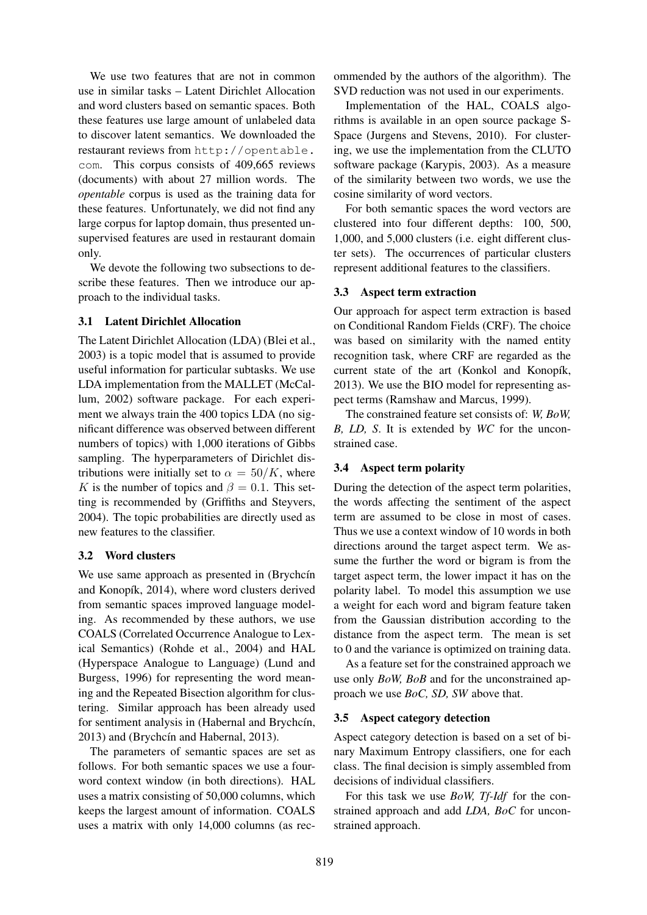We use two features that are not in common use in similar tasks – Latent Dirichlet Allocation and word clusters based on semantic spaces. Both these features use large amount of unlabeled data to discover latent semantics. We downloaded the restaurant reviews from `http://opentable.com`. This corpus consists of 409,665 reviews (documents) with about 27 million words. The *opentable* corpus is used as the training data for these features. Unfortunately, we did not find any large corpus for laptop domain, thus presented unsupervised features are used in restaurant domain only.

We devote the following two subsections to describe these features. Then we introduce our approach to the individual tasks.

### 3.1 Latent Dirichlet Allocation

The Latent Dirichlet Allocation (LDA) (Blei et al., 2003) is a topic model that is assumed to provide useful information for particular subtasks. We use LDA implementation from the MALLET (McCallum, 2002) software package. For each experiment we always train the 400 topics LDA (no significant difference was observed between different numbers of topics) with 1,000 iterations of Gibbs sampling. The hyperparameters of Dirichlet distributions were initially set to $\alpha = 50/K$, where $K$ is the number of topics and $\beta = 0.1$. This setting is recommended by (Griffiths and Steyvers, 2004). The topic probabilities are directly used as new features to the classifier.

### 3.2 Word clusters

We use same approach as presented in (Brychcín and Konopík, 2014), where word clusters derived from semantic spaces improved language modeling. As recommended by these authors, we use COALS (Correlated Occurrence Analogue to Lexical Semantics) (Rohde et al., 2004) and HAL (Hyperspace Analogue to Language) (Lund and Burgess, 1996) for representing the word meaning and the Repeated Bisection algorithm for clustering. Similar approach has been already used for sentiment analysis in (Habernal and Brychcín, 2013) and (Brychcín and Habernal, 2013).

The parameters of semantic spaces are set as follows. For both semantic spaces we use a four-word context window (in both directions). HAL uses a matrix consisting of 50,000 columns, which keeps the largest amount of information. COALS uses a matrix with only 14,000 columns (as recommended by the authors of the algorithm). The SVD reduction was not used in our experiments.

Implementation of the HAL, COALS algorithms is available in an open source package S-Space (Jurgens and Stevens, 2010). For clustering, we use the implementation from the CLUTO software package (Karypis, 2003). As a measure of the similarity between two words, we use the cosine similarity of word vectors.

For both semantic spaces the word vectors are clustered into four different depths: 100, 500, 1,000, and 5,000 clusters (i.e. eight different cluster sets). The occurrences of particular clusters represent additional features to the classifiers.

### 3.3 Aspect term extraction

Our approach for aspect term extraction is based on Conditional Random Fields (CRF). The choice was based on similarity with the named entity recognition task, where CRF are regarded as the current state of the art (Konkol and Konopík, 2013). We use the BIO model for representing aspect terms (Ramshaw and Marcus, 1999).

The constrained feature set consists of: *W, BoW, B, LD, S*. It is extended by *WC* for the unconstrained case.

### 3.4 Aspect term polarity

During the detection of the aspect term polarities, the words affecting the sentiment of the aspect term are assumed to be close in most of cases. Thus we use a context window of 10 words in both directions around the target aspect term. We assume the further the word or bigram is from the target aspect term, the lower impact it has on the polarity label. To model this assumption we use a weight for each word and bigram feature taken from the Gaussian distribution according to the distance from the aspect term. The mean is set to 0 and the variance is optimized on training data.

As a feature set for the constrained approach we use only *BoW, BoB* and for the unconstrained approach we use *BoC, SD, SW* above that.

### 3.5 Aspect category detection

Aspect category detection is based on a set of binary Maximum Entropy classifiers, one for each class. The final decision is simply assembled from decisions of individual classifiers.

For this task we use *BoW, Tf-Idf* for the constrained approach and add *LDA, BoC* for unconstrained approach.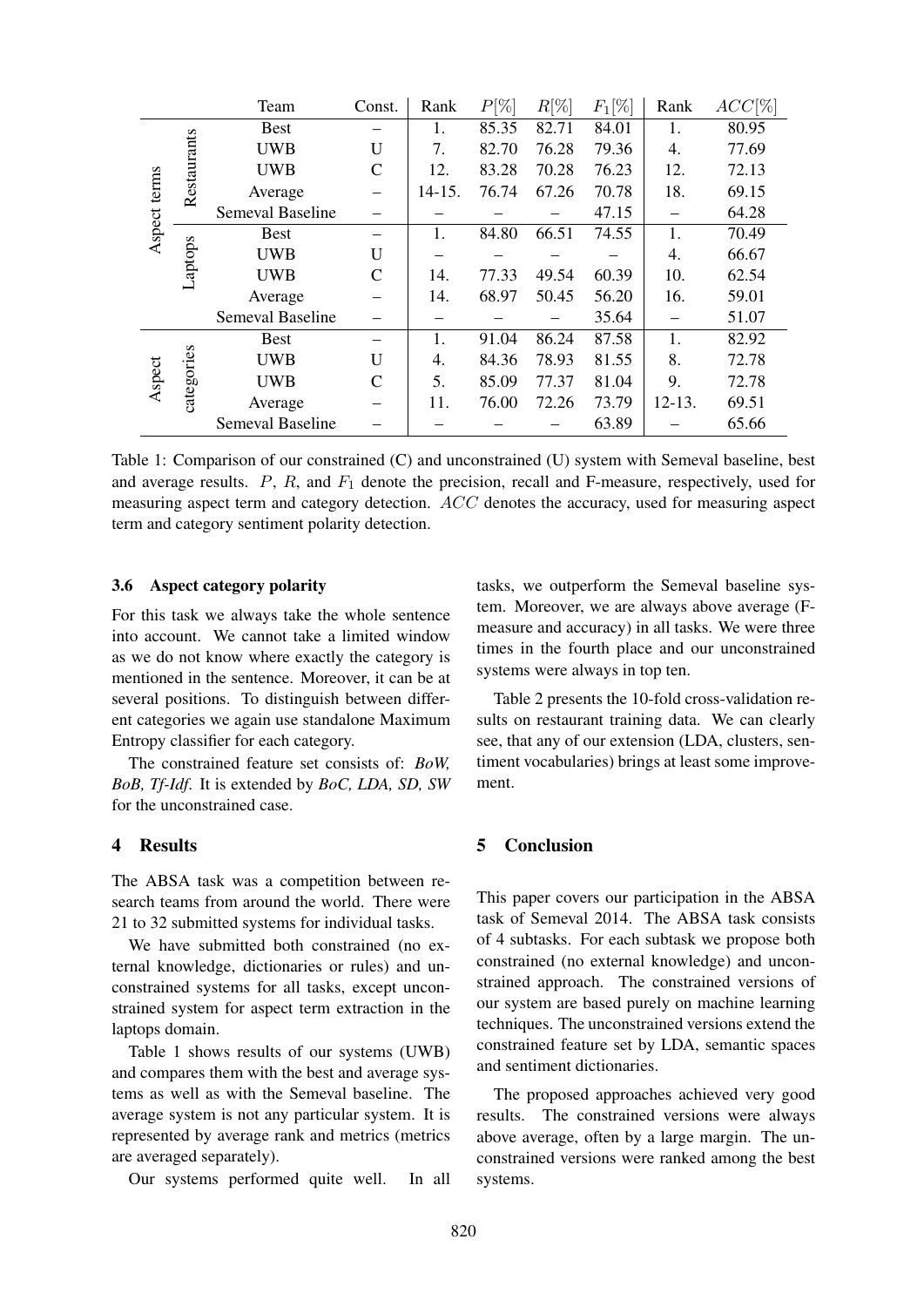|  |  | Team | Const. | Rank | $P[\%]$ | $R[\%]$ | $F_1[\%]$ | Rank | $ACC[\%]$ |
|---|---|---|---|---|---|---|---|---|---|
| Aspect terms | Restaurants | Best | – | 1. | 85.35 | 82.71 | 84.01 | 1. | 80.95 |
|  |  | UWB | U | 7. | 82.70 | 76.28 | 79.36 | 4. | 77.69 |
|  |  | UWB | C | 12. | 83.28 | 70.28 | 76.23 | 12. | 72.13 |
|  |  | Average | – | 14-15. | 76.74 | 67.26 | 70.78 | 18. | 69.15 |
|  |  | Semeval Baseline | – | – | – | – | 47.15 | – | 64.28 |
|  | Laptops | Best | – | 1. | 84.80 | 66.51 | 74.55 | 1. | 70.49 |
|  |  | UWB | U | – | – | – | – | 4. | 66.67 |
|  |  | UWB | C | 14. | 77.33 | 49.54 | 60.39 | 10. | 62.54 |
|  |  | Average | – | 14. | 68.97 | 50.45 | 56.20 | 16. | 59.01 |
|  |  | Semeval Baseline | – | – | – | – | 35.64 | – | 51.07 |
| Aspect | categories | Best | – | 1. | 91.04 | 86.24 | 87.58 | 1. | 82.92 |
|  |  | UWB | U | 4. | 84.36 | 78.93 | 81.55 | 8. | 72.78 |
|  |  | UWB | C | 5. | 85.09 | 77.37 | 81.04 | 9. | 72.78 |
|  |  | Average | – | 11. | 76.00 | 72.26 | 73.79 | 12-13. | 69.51 |
|  |  | Semeval Baseline | – | – | – | – | 63.89 | – | 65.66 |

Table 1: Comparison of our constrained (C) and unconstrained (U) system with Semeval baseline, best and average results. $P$, $R$, and $F_1$ denote the precision, recall and F-measure, respectively, used for measuring aspect term and category detection. $ACC$ denotes the accuracy, used for measuring aspect term and category sentiment polarity detection.

### 3.6 Aspect category polarity

For this task we always take the whole sentence into account. We cannot take a limited window as we do not know where exactly the category is mentioned in the sentence. Moreover, it can be at several positions. To distinguish between different categories we again use standalone Maximum Entropy classifier for each category.

The constrained feature set consists of: *BoW, BoB, Tf-Idf*. It is extended by *BoC, LDA, SD, SW* for the unconstrained case.

## 4 Results

The ABSA task was a competition between research teams from around the world. There were 21 to 32 submitted systems for individual tasks.

We have submitted both constrained (no external knowledge, dictionaries or rules) and unconstrained systems for all tasks, except unconstrained system for aspect term extraction in the laptops domain.

Table 1 shows results of our systems (UWB) and compares them with the best and average systems as well as with the Semeval baseline. The average system is not any particular system. It is represented by average rank and metrics (metrics are averaged separately).

Our systems performed quite well. In all tasks, we outperform the Semeval baseline system. Moreover, we are always above average (F-measure and accuracy) in all tasks. We were three times in the fourth place and our unconstrained systems were always in top ten.

Table 2 presents the 10-fold cross-validation results on restaurant training data. We can clearly see, that any of our extension (LDA, clusters, sentiment vocabularies) brings at least some improvement.

## 5 Conclusion

This paper covers our participation in the ABSA task of Semeval 2014. The ABSA task consists of 4 subtasks. For each subtask we propose both constrained (no external knowledge) and unconstrained approach. The constrained versions of our system are based purely on machine learning techniques. The unconstrained versions extend the constrained feature set by LDA, semantic spaces and sentiment dictionaries.

The proposed approaches achieved very good results. The constrained versions were always above average, often by a large margin. The unconstrained versions were ranked among the best systems.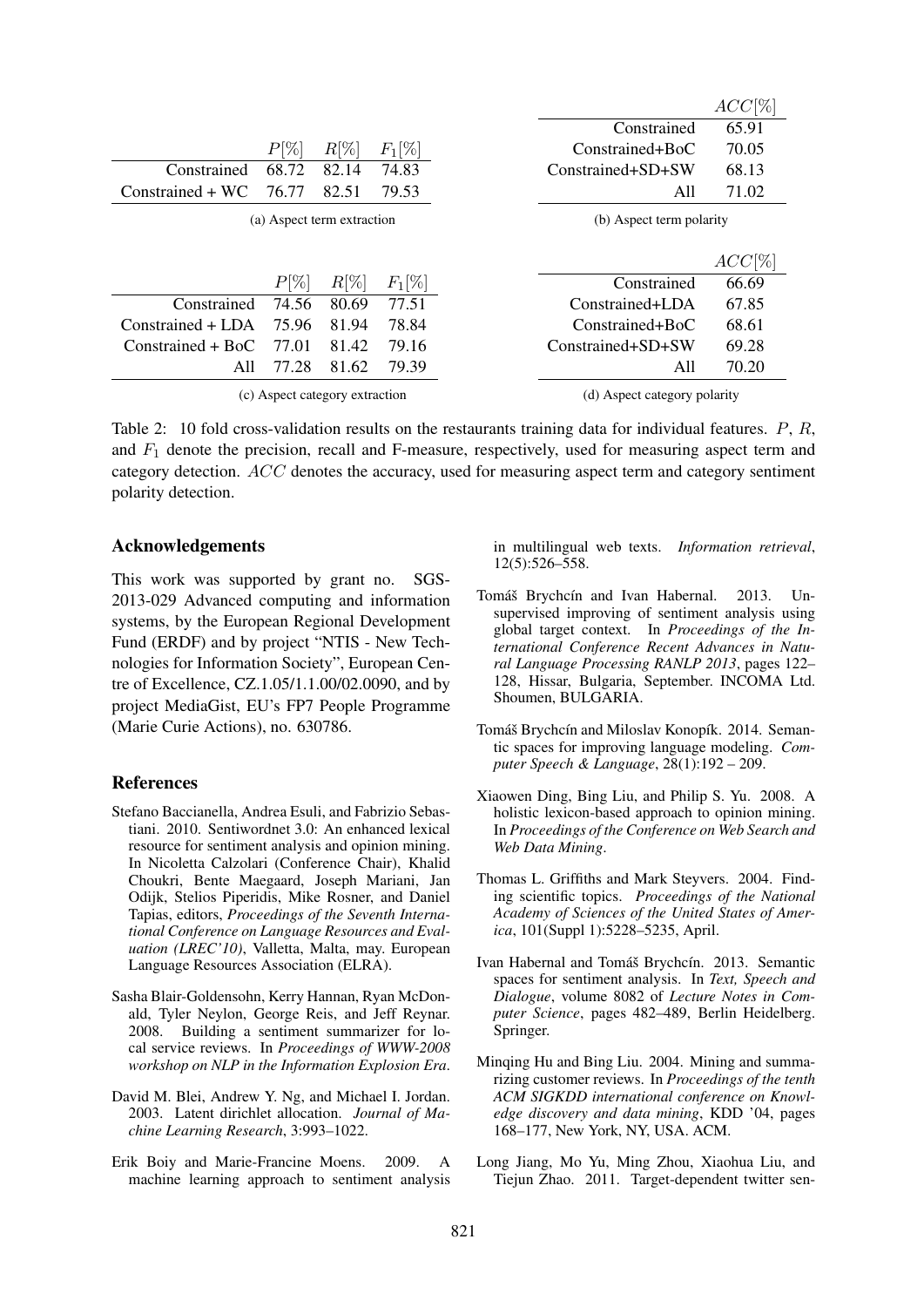|  | $P[\%]$ | $R[\%]$ | $F_1[\%]$ |
|---|---|---|---|
| Constrained | 68.72 | 82.14 | 74.83 |
| Constrained + WC | 76.77 | 82.51 | 79.53 |

(a) Aspect term extraction

|  | $ACC[\%]$ |
|---|---|
| Constrained | 65.91 |
| Constrained+BoC | 70.05 |
| Constrained+SD+SW | 68.13 |
| All | 71.02 |

(b) Aspect term polarity

|  | $P[\%]$ | $R[\%]$ | $F_1[\%]$ |
|---|---|---|---|
| Constrained | 74.56 | 80.69 | 77.51 |
| Constrained + LDA | 75.96 | 81.94 | 78.84 |
| Constrained + BoC | 77.01 | 81.42 | 79.16 |
| All | 77.28 | 81.62 | 79.39 |

(c) Aspect category extraction

|  | $ACC[\%]$ |
|---|---|
| Constrained | 66.69 |
| Constrained+LDA | 67.85 |
| Constrained+BoC | 68.61 |
| Constrained+SD+SW | 69.28 |
| All | 70.20 |

(d) Aspect category polarity

Table 2: 10 fold cross-validation results on the restaurants training data for individual features. $P$, $R$, and $F_1$ denote the precision, recall and F-measure, respectively, used for measuring aspect term and category detection. $ACC$ denotes the accuracy, used for measuring aspect term and category sentiment polarity detection.

## Acknowledgements

This work was supported by grant no. SGS-2013-029 Advanced computing and information systems, by the European Regional Development Fund (ERDF) and by project "NTIS - New Technologies for Information Society", European Centre of Excellence, CZ.1.05/1.1.00/02.0090, and by project MediaGist, EU's FP7 People Programme (Marie Curie Actions), no. 630786.

## References

Stefano Baccianella, Andrea Esuli, and Fabrizio Sebastiani. 2010. Sentiwordnet 3.0: An enhanced lexical resource for sentiment analysis and opinion mining. In Nicoletta Calzolari (Conference Chair), Khalid Choukri, Bente Maegaard, Joseph Mariani, Jan Odijk, Stelios Piperidis, Mike Rosner, and Daniel Tapias, editors, *Proceedings of the Seventh International Conference on Language Resources and Evaluation (LREC'10)*, Valletta, Malta, may. European Language Resources Association (ELRA).

Sasha Blair-Goldensohn, Kerry Hannan, Ryan McDonald, Tyler Neylon, George Reis, and Jeff Reynar. 2008. Building a sentiment summarizer for local service reviews. In *Proceedings of WWW-2008 workshop on NLP in the Information Explosion Era*.

David M. Blei, Andrew Y. Ng, and Michael I. Jordan. 2003. Latent dirichlet allocation. *Journal of Machine Learning Research*, 3:993–1022.

Erik Boiy and Marie-Francine Moens. 2009. A machine learning approach to sentiment analysis in multilingual web texts. *Information retrieval*, 12(5):526–558.

Tomáš Brychcín and Ivan Habernal. 2013. Unsupervised improving of sentiment analysis using global target context. In *Proceedings of the International Conference Recent Advances in Natural Language Processing RANLP 2013*, pages 122–128, Hissar, Bulgaria, September. INCOMA Ltd. Shoumen, BULGARIA.

Tomáš Brychcín and Miloslav Konopík. 2014. Semantic spaces for improving language modeling. *Computer Speech & Language*, 28(1):192 – 209.

Xiaowen Ding, Bing Liu, and Philip S. Yu. 2008. A holistic lexicon-based approach to opinion mining. In *Proceedings of the Conference on Web Search and Web Data Mining*.

Thomas L. Griffiths and Mark Steyvers. 2004. Finding scientific topics. *Proceedings of the National Academy of Sciences of the United States of America*, 101(Suppl 1):5228–5235, April.

Ivan Habernal and Tomáš Brychcín. 2013. Semantic spaces for sentiment analysis. In *Text, Speech and Dialogue*, volume 8082 of *Lecture Notes in Computer Science*, pages 482–489, Berlin Heidelberg. Springer.

Minqing Hu and Bing Liu. 2004. Mining and summarizing customer reviews. In *Proceedings of the tenth ACM SIGKDD international conference on Knowledge discovery and data mining*, KDD '04, pages 168–177, New York, NY, USA. ACM.

Long Jiang, Mo Yu, Ming Zhou, Xiaohua Liu, and Tiejun Zhao. 2011. Target-dependent twitter sen-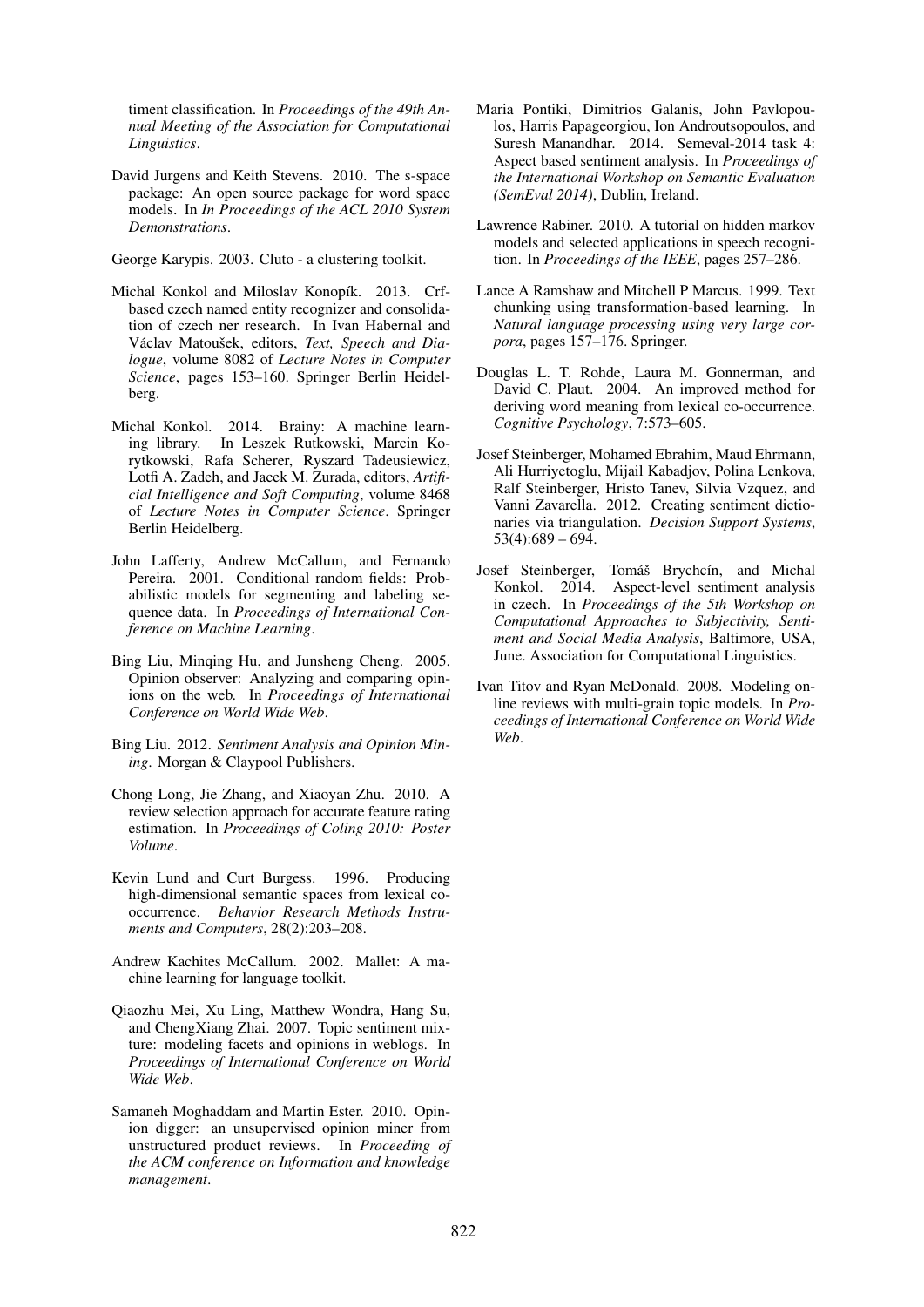timent classification. In *Proceedings of the 49th Annual Meeting of the Association for Computational Linguistics*.

David Jurgens and Keith Stevens. 2010. The s-space package: An open source package for word space models. In *In Proceedings of the ACL 2010 System Demonstrations*.

George Karypis. 2003. Cluto - a clustering toolkit.

Michal Konkol and Miloslav Konopík. 2013. Crf-based czech named entity recognizer and consolidation of czech ner research. In Ivan Habernal and Václav Matoušek, editors, *Text, Speech and Dialogue*, volume 8082 of *Lecture Notes in Computer Science*, pages 153–160. Springer Berlin Heidelberg.

Michal Konkol. 2014. Brainy: A machine learning library. In Leszek Rutkowski, Marcin Korytkowski, Rafa Scherer, Ryszard Tadeusiewicz, Lotfi A. Zadeh, and Jacek M. Zurada, editors, *Artificial Intelligence and Soft Computing*, volume 8468 of *Lecture Notes in Computer Science*. Springer Berlin Heidelberg.

John Lafferty, Andrew McCallum, and Fernando Pereira. 2001. Conditional random fields: Probabilistic models for segmenting and labeling sequence data. In *Proceedings of International Conference on Machine Learning*.

Bing Liu, Minqing Hu, and Junsheng Cheng. 2005. Opinion observer: Analyzing and comparing opinions on the web. In *Proceedings of International Conference on World Wide Web*.

Bing Liu. 2012. *Sentiment Analysis and Opinion Mining*. Morgan & Claypool Publishers.

Chong Long, Jie Zhang, and Xiaoyan Zhu. 2010. A review selection approach for accurate feature rating estimation. In *Proceedings of Coling 2010: Poster Volume*.

Kevin Lund and Curt Burgess. 1996. Producing high-dimensional semantic spaces from lexical co-occurrence. *Behavior Research Methods Instruments and Computers*, 28(2):203–208.

Andrew Kachites McCallum. 2002. Mallet: A machine learning for language toolkit.

Qiaozhu Mei, Xu Ling, Matthew Wondra, Hang Su, and ChengXiang Zhai. 2007. Topic sentiment mixture: modeling facets and opinions in weblogs. In *Proceedings of International Conference on World Wide Web*.

Samaneh Moghaddam and Martin Ester. 2010. Opinion digger: an unsupervised opinion miner from unstructured product reviews. In *Proceeding of the ACM conference on Information and knowledge management*.

Maria Pontiki, Dimitrios Galanis, John Pavlopoulos, Harris Papageorgiou, Ion Androutsopoulos, and Suresh Manandhar. 2014. Semeval-2014 task 4: Aspect based sentiment analysis. In *Proceedings of the International Workshop on Semantic Evaluation (SemEval 2014)*, Dublin, Ireland.

Lawrence Rabiner. 2010. A tutorial on hidden markov models and selected applications in speech recognition. In *Proceedings of the IEEE*, pages 257–286.

Lance A Ramshaw and Mitchell P Marcus. 1999. Text chunking using transformation-based learning. In *Natural language processing using very large corpora*, pages 157–176. Springer.

Douglas L. T. Rohde, Laura M. Gonnerman, and David C. Plaut. 2004. An improved method for deriving word meaning from lexical co-occurrence. *Cognitive Psychology*, 7:573–605.

Josef Steinberger, Mohamed Ebrahim, Maud Ehrmann, Ali Hurriyetoglu, Mijail Kabadjov, Polina Lenkova, Ralf Steinberger, Hristo Tanev, Silvia Vzquez, and Vanni Zavarella. 2012. Creating sentiment dictionaries via triangulation. *Decision Support Systems*, 53(4):689 – 694.

Josef Steinberger, Tomáš Brychcín, and Michal Konkol. 2014. Aspect-level sentiment analysis in czech. In *Proceedings of the 5th Workshop on Computational Approaches to Subjectivity, Sentiment and Social Media Analysis*, Baltimore, USA, June. Association for Computational Linguistics.

Ivan Titov and Ryan McDonald. 2008. Modeling online reviews with multi-grain topic models. In *Proceedings of International Conference on World Wide Web*.